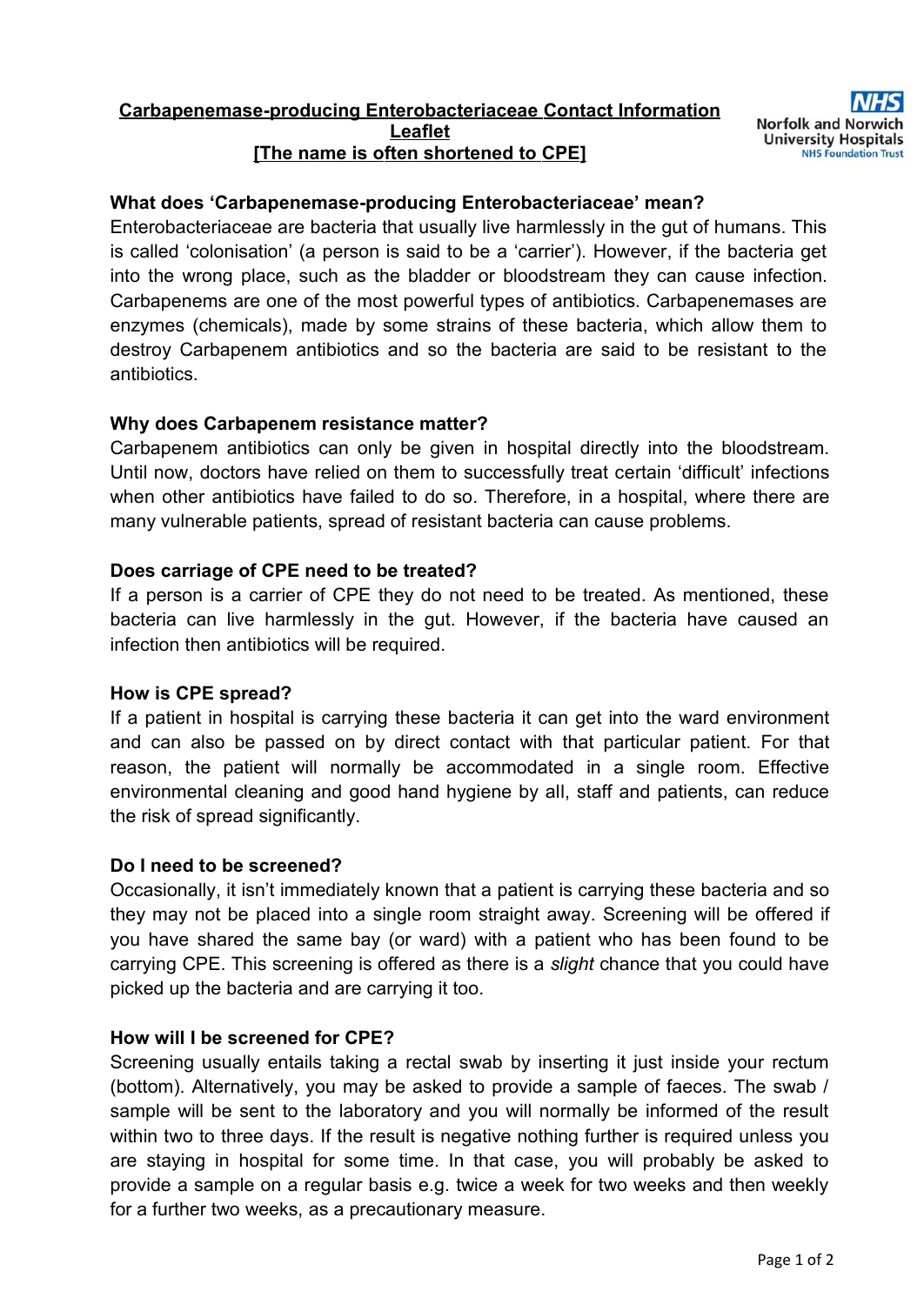# Carbapenemase-producing Enterobacteriaceae Contact Information Leaflet
## [The name is often shortened to CPE]

NHS Norfolk and Norwich University Hospitals NHS Foundation Trust

### What does 'Carbapenemase-producing Enterobacteriaceae' mean?

Enterobacteriaceae are bacteria that usually live harmlessly in the gut of humans. This is called 'colonisation' (a person is said to be a 'carrier'). However, if the bacteria get into the wrong place, such as the bladder or bloodstream they can cause infection. Carbapenems are one of the most powerful types of antibiotics. Carbapenemases are enzymes (chemicals), made by some strains of these bacteria, which allow them to destroy Carbapenem antibiotics and so the bacteria are said to be resistant to the antibiotics.

### Why does Carbapenem resistance matter?

Carbapenem antibiotics can only be given in hospital directly into the bloodstream. Until now, doctors have relied on them to successfully treat certain 'difficult' infections when other antibiotics have failed to do so. Therefore, in a hospital, where there are many vulnerable patients, spread of resistant bacteria can cause problems.

### Does carriage of CPE need to be treated?

If a person is a carrier of CPE they do not need to be treated. As mentioned, these bacteria can live harmlessly in the gut. However, if the bacteria have caused an infection then antibiotics will be required.

### How is CPE spread?

If a patient in hospital is carrying these bacteria it can get into the ward environment and can also be passed on by direct contact with that particular patient. For that reason, the patient will normally be accommodated in a single room. Effective environmental cleaning and good hand hygiene by all, staff and patients, can reduce the risk of spread significantly.

### Do I need to be screened?

Occasionally, it isn't immediately known that a patient is carrying these bacteria and so they may not be placed into a single room straight away. Screening will be offered if you have shared the same bay (or ward) with a patient who has been found to be carrying CPE. This screening is offered as there is a *slight* chance that you could have picked up the bacteria and are carrying it too.

### How will I be screened for CPE?

Screening usually entails taking a rectal swab by inserting it just inside your rectum (bottom). Alternatively, you may be asked to provide a sample of faeces. The swab / sample will be sent to the laboratory and you will normally be informed of the result within two to three days. If the result is negative nothing further is required unless you are staying in hospital for some time. In that case, you will probably be asked to provide a sample on a regular basis e.g. twice a week for two weeks and then weekly for a further two weeks, as a precautionary measure.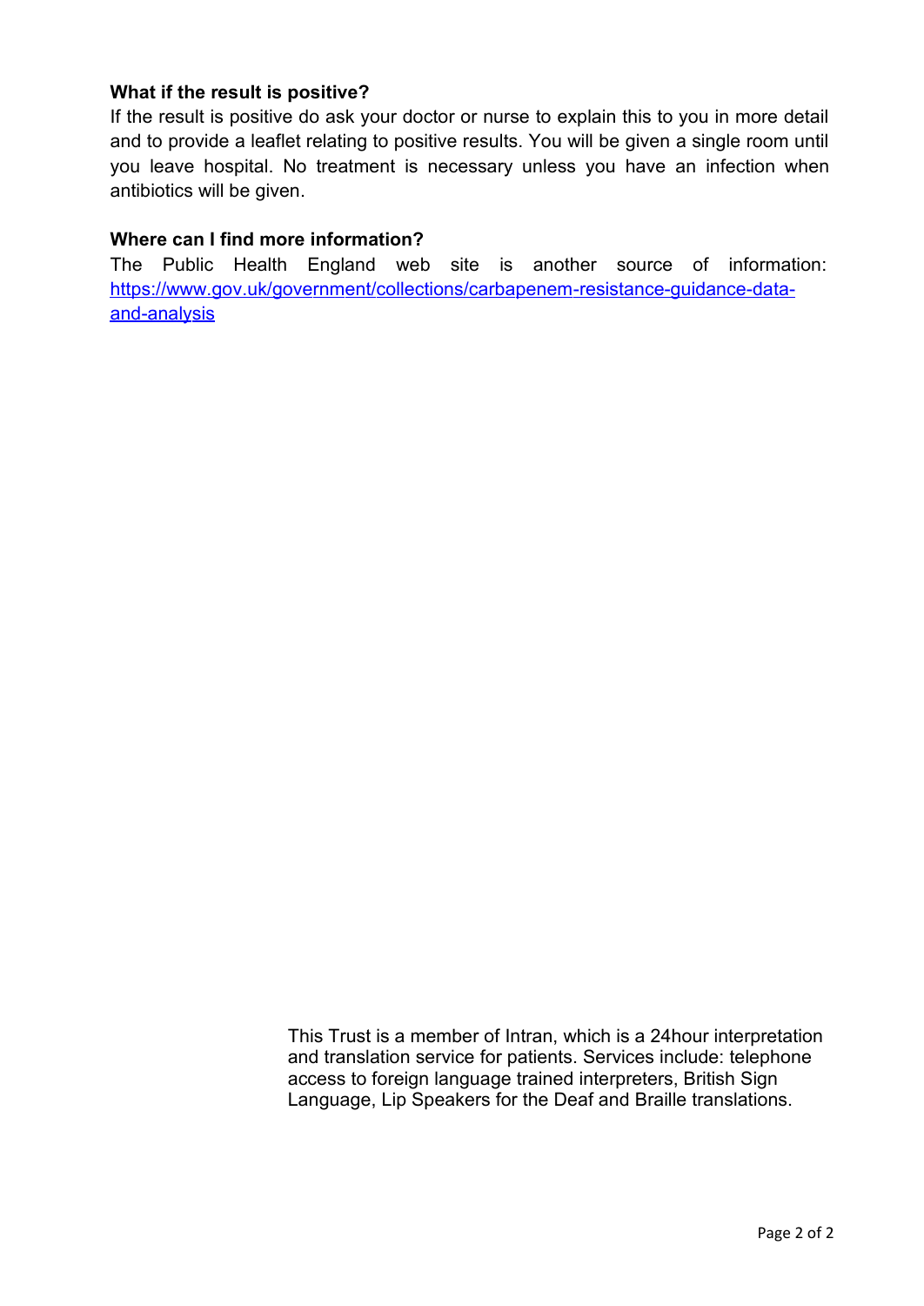**What if the result is positive?**

If the result is positive do ask your doctor or nurse to explain this to you in more detail and to provide a leaflet relating to positive results. You will be given a single room until you leave hospital. No treatment is necessary unless you have an infection when antibiotics will be given.

**Where can I find more information?**

The Public Health England web site is another source of information: [https://www.gov.uk/government/collections/carbapenem-resistance-guidance-data-and-analysis](https://www.gov.uk/government/collections/carbapenem-resistance-guidance-data-and-analysis)

This Trust is a member of Intran, which is a 24hour interpretation and translation service for patients. Services include: telephone access to foreign language trained interpreters, British Sign Language, Lip Speakers for the Deaf and Braille translations.